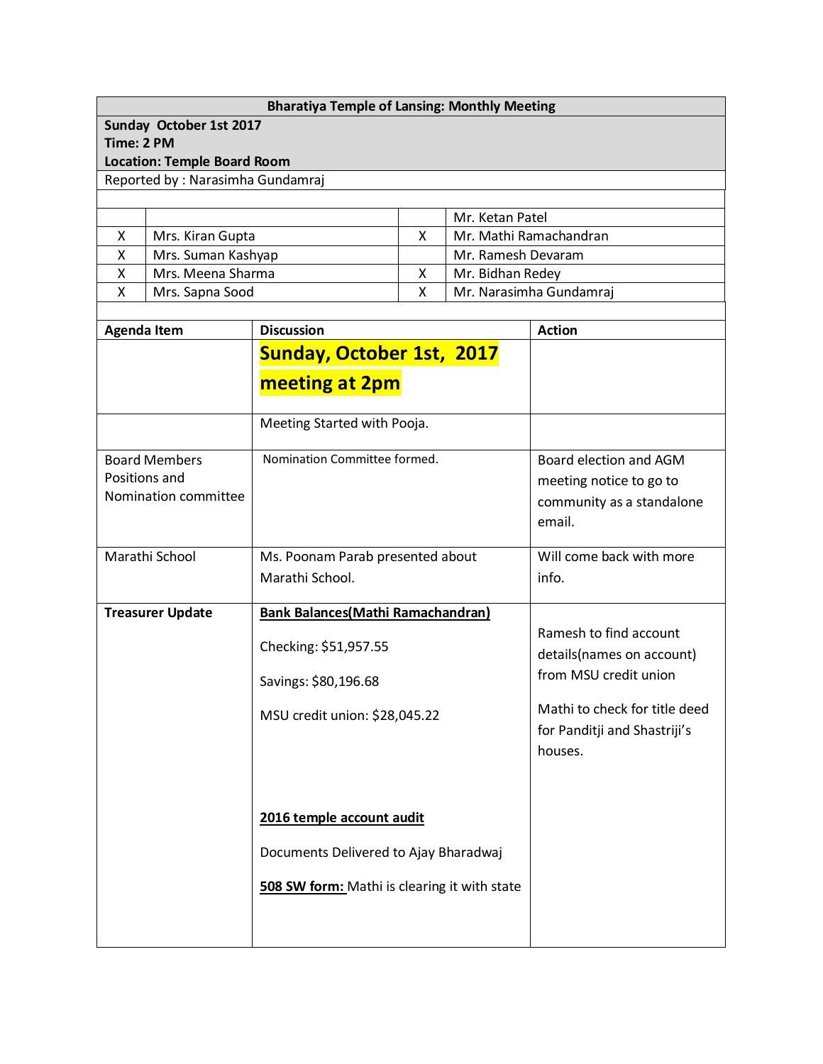| **Bharatiya Temple of Lansing: Monthly Meeting** | | | |
|---|---|---|---|
| **Sunday October 1st 2017**<br>**Time: 2 PM**<br>**Location: Temple Board Room** | | | |
| Reported by : Narasimha Gundamraj | | | |
| | | | Mr. Ketan Patel |
| X | Mrs. Kiran Gupta | X | Mr. Mathi Ramachandran |
| X | Mrs. Suman Kashyap | | Mr. Ramesh Devaram |
| X | Mrs. Meena Sharma | X | Mr. Bidhan Redey |
| X | Mrs. Sapna Sood | X | Mr. Narasimha Gundamraj |

| **Agenda Item** | **Discussion** | **Action** |
|---|---|---|
| | **Sunday, October 1st, 2017 meeting at 2pm** | |
| | Meeting Started with Pooja. | |
| Board Members Positions and Nomination committee | Nomination Committee formed. | Board election and AGM meeting notice to go to community as a standalone email. |
| Marathi School | Ms. Poonam Parab presented about Marathi School. | Will come back with more info. |
| **Treasurer Update** | **Bank Balances(Mathi Ramachandran)**<br><br>Checking: $51,957.55<br><br>Savings: $80,196.68<br><br>MSU credit union: $28,045.22<br><br>**2016 temple account audit**<br><br>Documents Delivered to Ajay Bharadwaj<br><br>**508 SW form:** Mathi is clearing it with state | Ramesh to find account details(names on account) from MSU credit union<br><br>Mathi to check for title deed for Panditji and Shastriji's houses. |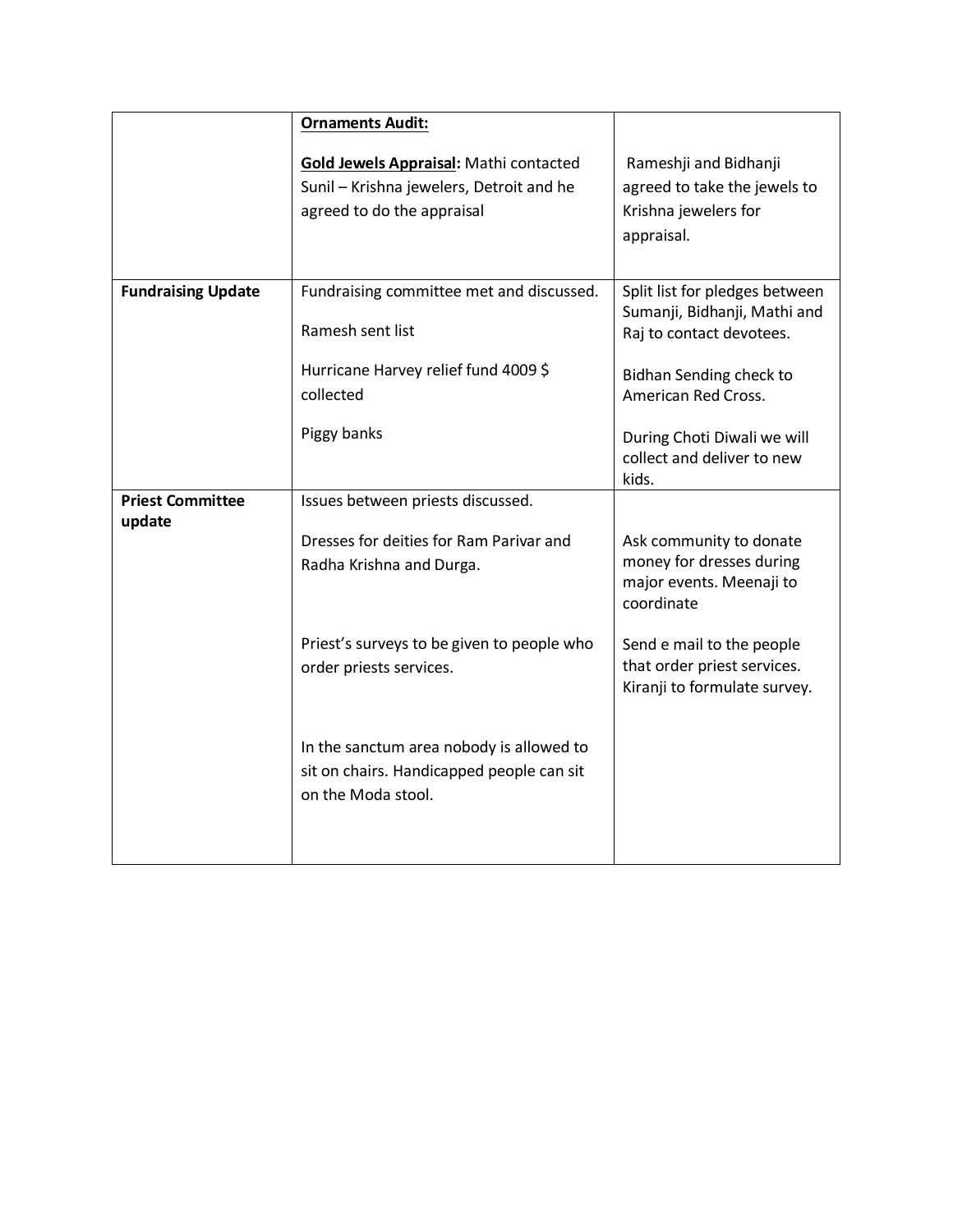| | | |
|---|---|---|
| | **Ornaments Audit:**<br><br>**Gold Jewels Appraisal:** Mathi contacted Sunil – Krishna jewelers, Detroit and he agreed to do the appraisal | Rameshji and Bidhanji agreed to take the jewels to Krishna jewelers for appraisal. |
| **Fundraising Update** | Fundraising committee met and discussed.<br><br>Ramesh sent list<br><br>Hurricane Harvey relief fund 4009 $ collected<br><br>Piggy banks | Split list for pledges between Sumanji, Bidhanji, Mathi and Raj to contact devotees.<br><br>Bidhan Sending check to American Red Cross.<br><br>During Choti Diwali we will collect and deliver to new kids. |
| **Priest Committee update** | Issues between priests discussed.<br><br>Dresses for deities for Ram Parivar and Radha Krishna and Durga.<br><br>Priest's surveys to be given to people who order priests services.<br><br>In the sanctum area nobody is allowed to sit on chairs. Handicapped people can sit on the Moda stool. | Ask community to donate money for dresses during major events. Meenaji to coordinate<br><br>Send e mail to the people that order priest services. Kiranji to formulate survey. |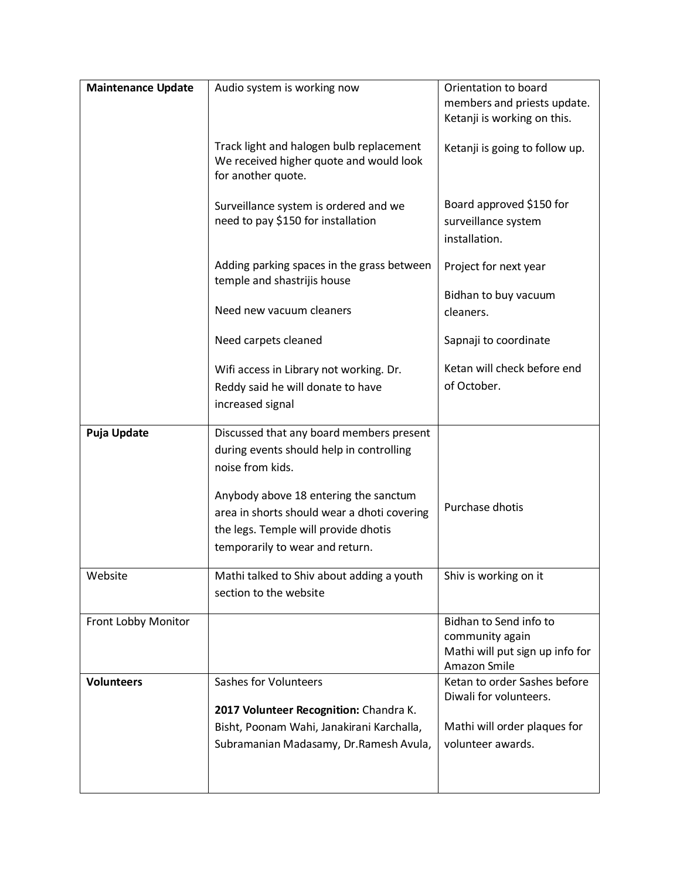| **Maintenance Update** | Audio system is working now<br><br>Track light and halogen bulb replacement We received higher quote and would look for another quote.<br><br>Surveillance system is ordered and we need to pay $150 for installation<br><br>Adding parking spaces in the grass between temple and shastrijis house<br><br>Need new vacuum cleaners<br><br>Need carpets cleaned<br><br>Wifi access in Library not working. Dr. Reddy said he will donate to have increased signal | Orientation to board members and priests update. Ketanji is working on this.<br><br>Ketanji is going to follow up.<br><br>Board approved $150 for surveillance system installation.<br><br>Project for next year<br><br>Bidhan to buy vacuum cleaners.<br><br>Sapnaji to coordinate<br><br>Ketan will check before end of October. |
|---|---|---|
| **Puja Update** | Discussed that any board members present during events should help in controlling noise from kids.<br><br>Anybody above 18 entering the sanctum area in shorts should wear a dhoti covering the legs. Temple will provide dhotis temporarily to wear and return. | Purchase dhotis |
| Website | Mathi talked to Shiv about adding a youth section to the website | Shiv is working on it |
| Front Lobby Monitor | | Bidhan to Send info to community again<br>Mathi will put sign up info for Amazon Smile |
| **Volunteers** | Sashes for Volunteers<br><br>**2017 Volunteer Recognition:** Chandra K. Bisht, Poonam Wahi, Janakirani Karchalla, Subramanian Madasamy, Dr.Ramesh Avula, | Ketan to order Sashes before Diwali for volunteers.<br><br>Mathi will order plaques for volunteer awards. |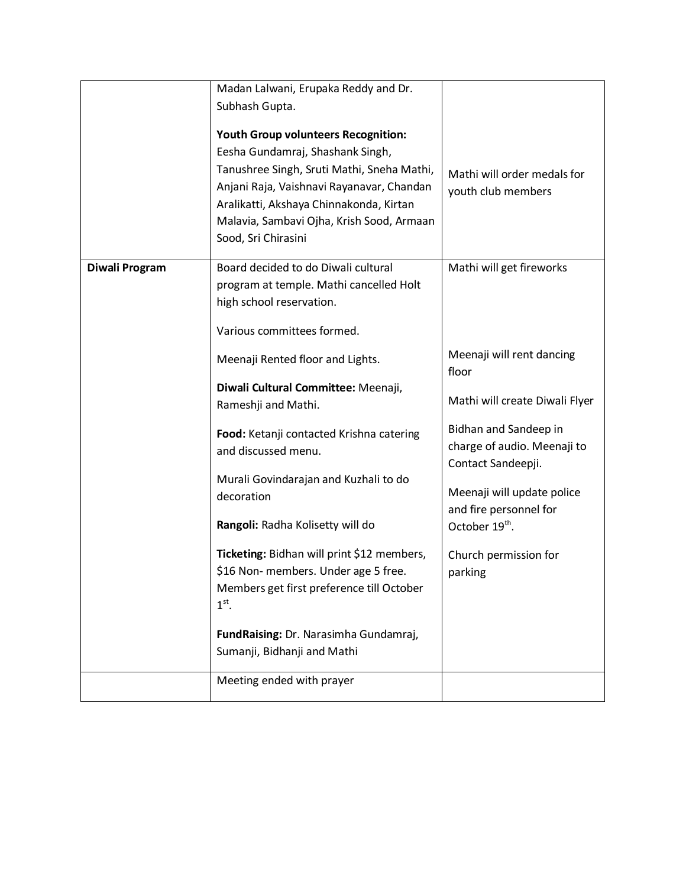| | | |
|---|---|---|
| | Madan Lalwani, Erupaka Reddy and Dr. Subhash Gupta.<br><br>**Youth Group volunteers Recognition:** Eesha Gundamraj, Shashank Singh, Tanushree Singh, Sruti Mathi, Sneha Mathi, Anjani Raja, Vaishnavi Rayanavar, Chandan Aralikatti, Akshaya Chinnakonda, Kirtan Malavia, Sambavi Ojha, Krish Sood, Armaan Sood, Sri Chirasini | Mathi will order medals for youth club members |
| **Diwali Program** | Board decided to do Diwali cultural program at temple. Mathi cancelled Holt high school reservation.<br><br>Various committees formed.<br><br>Meenaji Rented floor and Lights.<br><br>**Diwali Cultural Committee:** Meenaji, Rameshji and Mathi.<br><br>**Food:** Ketanji contacted Krishna catering and discussed menu.<br><br>Murali Govindarajan and Kuzhali to do decoration<br><br>**Rangoli:** Radha Kolisetty will do<br><br>**Ticketing:** Bidhan will print $12 members, $16 Non- members. Under age 5 free. Members get first preference till October 1st.<br><br>**FundRaising:** Dr. Narasimha Gundamraj, Sumanji, Bidhanji and Mathi | Mathi will get fireworks<br><br>Meenaji will rent dancing floor<br><br>Mathi will create Diwali Flyer<br><br>Bidhan and Sandeep in charge of audio. Meenaji to Contact Sandeepji.<br><br>Meenaji will update police and fire personnel for October 19th.<br><br>Church permission for parking |
| | Meeting ended with prayer | |